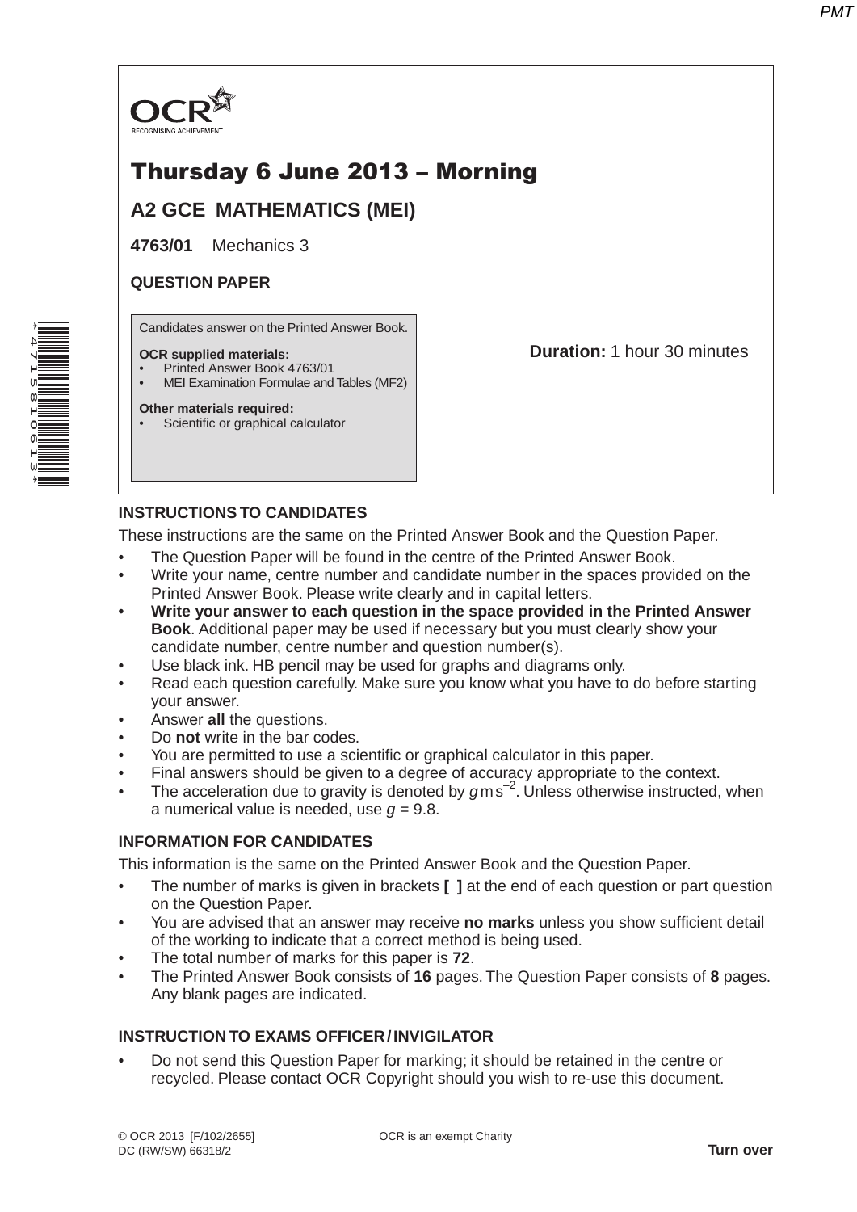OCR

RECOGNISING ACHIEVEMENT

# Thursday 6 June 2013 – Morning

## A2 GCE MATHEMATICS (MEI)

**4763/01** Mechanics 3

**QUESTION PAPER**

Candidates answer on the Printed Answer Book.

**OCR supplied materials:**
- Printed Answer Book 4763/01
- MEI Examination Formulae and Tables (MF2)

**Other materials required:**
- Scientific or graphical calculator

**Duration:** 1 hour 30 minutes

## INSTRUCTIONS TO CANDIDATES

These instructions are the same on the Printed Answer Book and the Question Paper.

- The Question Paper will be found in the centre of the Printed Answer Book.
- Write your name, centre number and candidate number in the spaces provided on the Printed Answer Book. Please write clearly and in capital letters.
- **Write your answer to each question in the space provided in the Printed Answer Book**. Additional paper may be used if necessary but you must clearly show your candidate number, centre number and question number(s).
- Use black ink. HB pencil may be used for graphs and diagrams only.
- Read each question carefully. Make sure you know what you have to do before starting your answer.
- Answer **all** the questions.
- Do **not** write in the bar codes.
- You are permitted to use a scientific or graphical calculator in this paper.
- Final answers should be given to a degree of accuracy appropriate to the context.
- The acceleration due to gravity is denoted by $g\,\text{m}\,\text{s}^{-2}$. Unless otherwise instructed, when a numerical value is needed, use $g = 9.8$.

## INFORMATION FOR CANDIDATES

This information is the same on the Printed Answer Book and the Question Paper.

- The number of marks is given in brackets **[ ]** at the end of each question or part question on the Question Paper.
- You are advised that an answer may receive **no marks** unless you show sufficient detail of the working to indicate that a correct method is being used.
- The total number of marks for this paper is **72**.
- The Printed Answer Book consists of **16** pages. The Question Paper consists of **8** pages. Any blank pages are indicated.

## INSTRUCTION TO EXAMS OFFICER / INVIGILATOR

- Do not send this Question Paper for marking; it should be retained in the centre or recycled. Please contact OCR Copyright should you wish to re-use this document.

© OCR 2013 [F/102/2655]
DC (RW/SW) 66318/2

OCR is an exempt Charity

**Turn over**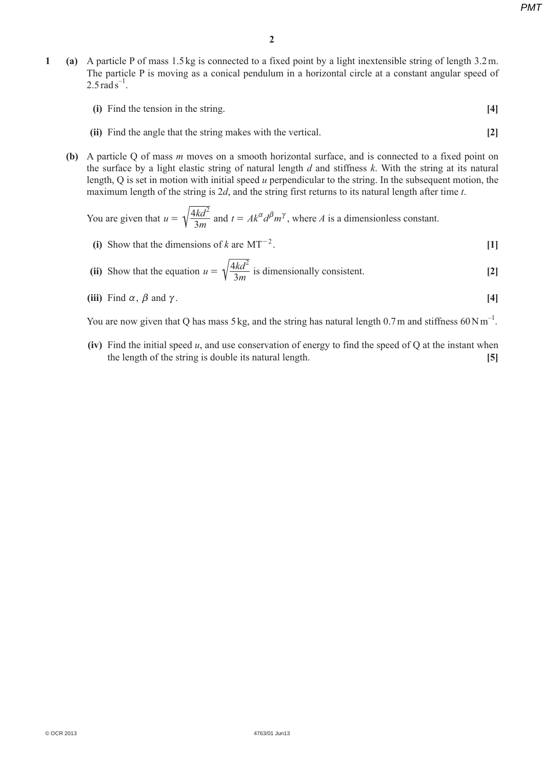**1** **(a)** A particle P of mass 1.5 kg is connected to a fixed point by a light inextensible string of length 3.2 m. The particle P is moving as a conical pendulum in a horizontal circle at a constant angular speed of $2.5\,\text{rad}\,\text{s}^{-1}$.

**(i)** Find the tension in the string. **[4]**

**(ii)** Find the angle that the string makes with the vertical. **[2]**

**(b)** A particle Q of mass $m$ moves on a smooth horizontal surface, and is connected to a fixed point on the surface by a light elastic string of natural length $d$ and stiffness $k$. With the string at its natural length, Q is set in motion with initial speed $u$ perpendicular to the string. In the subsequent motion, the maximum length of the string is $2d$, and the string first returns to its natural length after time $t$.

You are given that $u = \sqrt{\dfrac{4kd^2}{3m}}$ and $t = Ak^{\alpha}d^{\beta}m^{\gamma}$, where $A$ is a dimensionless constant.

**(i)** Show that the dimensions of $k$ are $\text{MT}^{-2}$. **[1]**

**(ii)** Show that the equation $u = \sqrt{\dfrac{4kd^2}{3m}}$ is dimensionally consistent. **[2]**

**(iii)** Find $\alpha$, $\beta$ and $\gamma$. **[4]**

You are now given that Q has mass 5 kg, and the string has natural length 0.7 m and stiffness $60\,\text{N}\,\text{m}^{-1}$.

**(iv)** Find the initial speed $u$, and use conservation of energy to find the speed of Q at the instant when the length of the string is double its natural length. **[5]**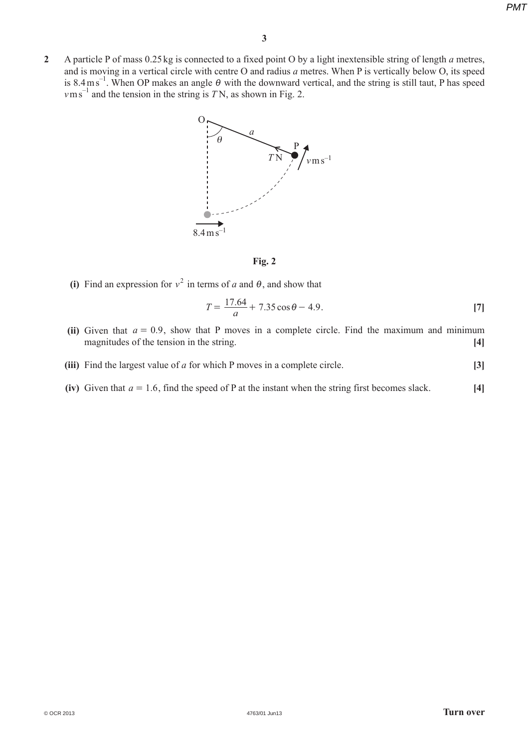**2** A particle P of mass 0.25 kg is connected to a fixed point O by a light inextensible string of length $a$ metres, and is moving in a vertical circle with centre O and radius $a$ metres. When P is vertically below O, its speed is $8.4\,\text{m s}^{-1}$. When OP makes an angle $\theta$ with the downward vertical, and the string is still taut, P has speed $v\,\text{m s}^{-1}$ and the tension in the string is $T$ N, as shown in Fig. 2.

**Fig. 2**

**(i)** Find an expression for $v^2$ in terms of $a$ and $\theta$, and show that

$$T = \frac{17.64}{a} + 7.35\cos\theta - 4.9. \qquad \textbf{[7]}$$

**(ii)** Given that $a = 0.9$, show that P moves in a complete circle. Find the maximum and minimum magnitudes of the tension in the string. **[4]**

**(iii)** Find the largest value of $a$ for which P moves in a complete circle. **[3]**

**(iv)** Given that $a = 1.6$, find the speed of P at the instant when the string first becomes slack. **[4]**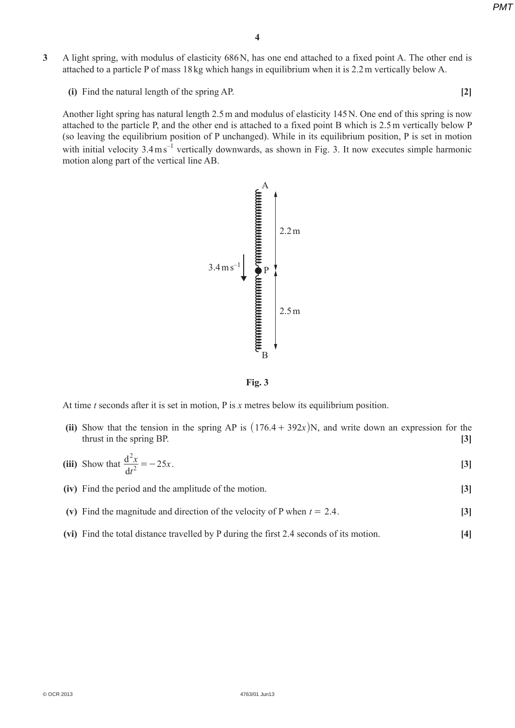3 A light spring, with modulus of elasticity 686 N, has one end attached to a fixed point A. The other end is attached to a particle P of mass 18 kg which hangs in equilibrium when it is 2.2 m vertically below A.

**(i)** Find the natural length of the spring AP. **[2]**

Another light spring has natural length 2.5 m and modulus of elasticity 145 N. One end of this spring is now attached to the particle P, and the other end is attached to a fixed point B which is 2.5 m vertically below P (so leaving the equilibrium position of P unchanged). While in its equilibrium position, P is set in motion with initial velocity $3.4\,\text{m s}^{-1}$ vertically downwards, as shown in Fig. 3. It now executes simple harmonic motion along part of the vertical line AB.

Fig. 3

At time $t$ seconds after it is set in motion, P is $x$ metres below its equilibrium position.

**(ii)** Show that the tension in the spring AP is $(176.4 + 392x)$N, and write down an expression for the thrust in the spring BP. **[3]**

**(iii)** Show that $\dfrac{\mathrm{d}^2x}{\mathrm{d}t^2} = -25x$. **[3]**

**(iv)** Find the period and the amplitude of the motion. **[3]**

**(v)** Find the magnitude and direction of the velocity of P when $t = 2.4$. **[3]**

**(vi)** Find the total distance travelled by P during the first 2.4 seconds of its motion. **[4]**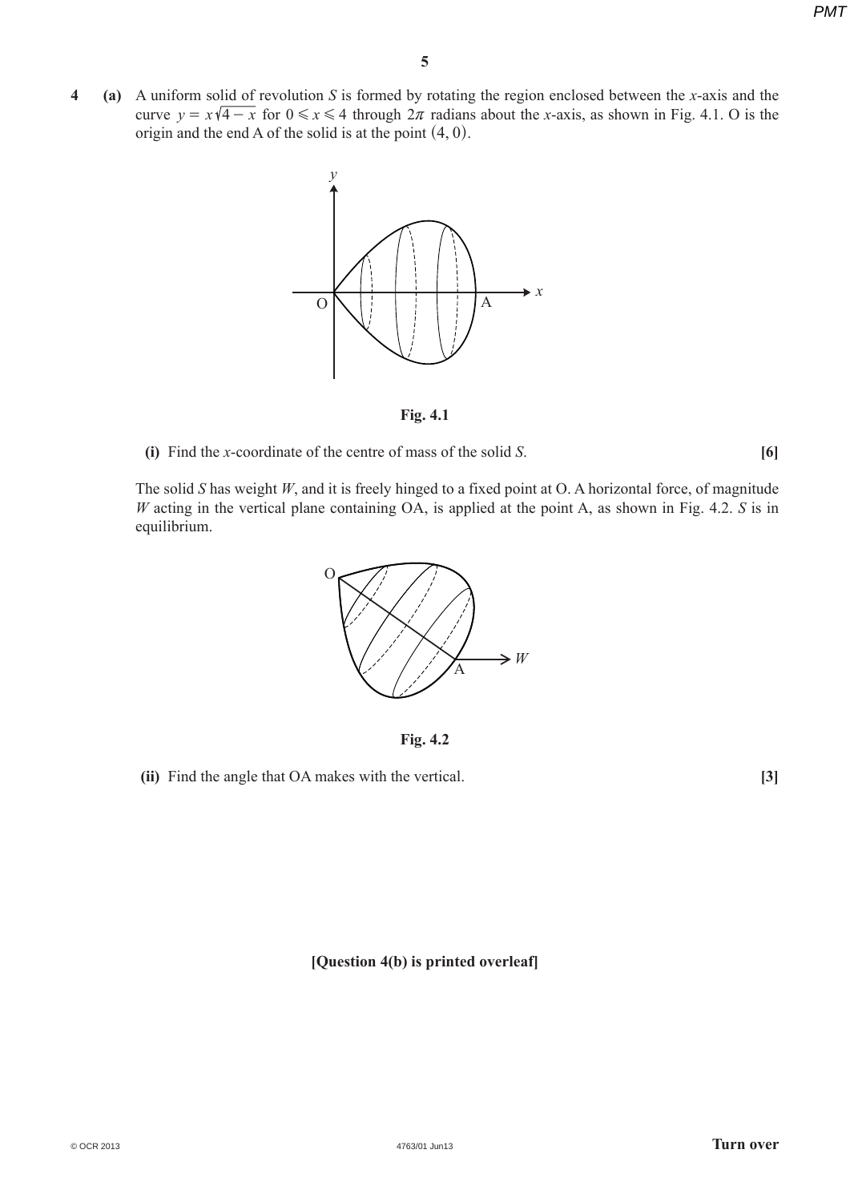**4 (a)** A uniform solid of revolution $S$ is formed by rotating the region enclosed between the $x$-axis and the curve $y = x\sqrt{4-x}$ for $0 \leqslant x \leqslant 4$ through $2\pi$ radians about the $x$-axis, as shown in Fig. 4.1. O is the origin and the end A of the solid is at the point $(4, 0)$.

**Fig. 4.1**

**(i)** Find the $x$-coordinate of the centre of mass of the solid $S$. **[6]**

The solid $S$ has weight $W$, and it is freely hinged to a fixed point at O. A horizontal force, of magnitude $W$ acting in the vertical plane containing OA, is applied at the point A, as shown in Fig. 4.2. $S$ is in equilibrium.

**Fig. 4.2**

**(ii)** Find the angle that OA makes with the vertical. **[3]**

**[Question 4(b) is printed overleaf]**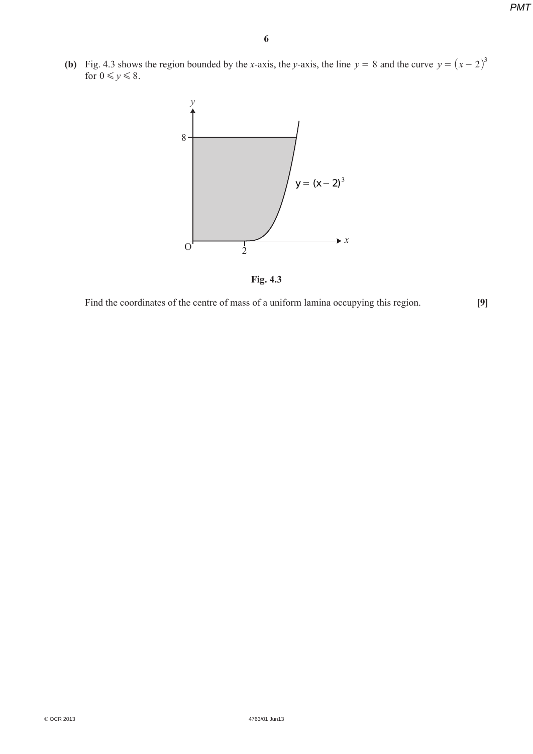**(b)** Fig. 4.3 shows the region bounded by the $x$-axis, the $y$-axis, the line $y = 8$ and the curve $y = (x-2)^3$ for $0 \leqslant y \leqslant 8$.

**Fig. 4.3**

Find the coordinates of the centre of mass of a uniform lamina occupying this region. **[9]**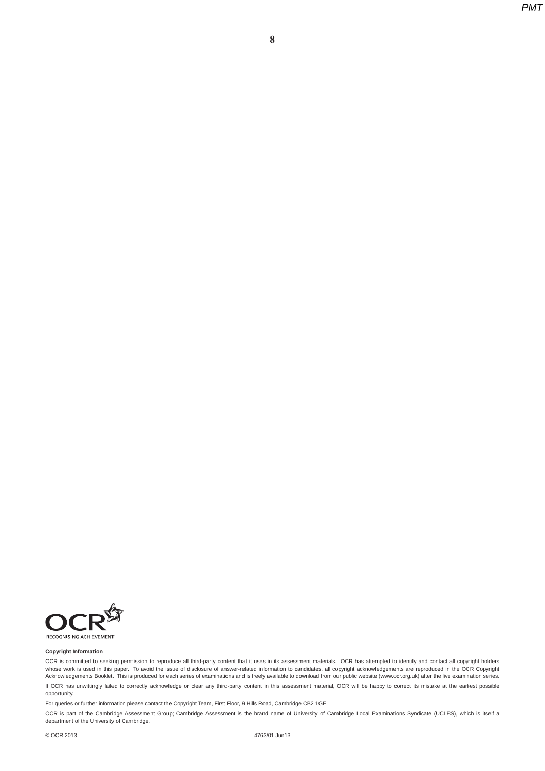**Copyright Information**

OCR is committed to seeking permission to reproduce all third-party content that it uses in its assessment materials. OCR has attempted to identify and contact all copyright holders whose work is used in this paper. To avoid the issue of disclosure of answer-related information to candidates, all copyright acknowledgements are reproduced in the OCR Copyright Acknowledgements Booklet. This is produced for each series of examinations and is freely available to download from our public website (www.ocr.org.uk) after the live examination series.

If OCR has unwittingly failed to correctly acknowledge or clear any third-party content in this assessment material, OCR will be happy to correct its mistake at the earliest possible opportunity.

For queries or further information please contact the Copyright Team, First Floor, 9 Hills Road, Cambridge CB2 1GE.

OCR is part of the Cambridge Assessment Group; Cambridge Assessment is the brand name of University of Cambridge Local Examinations Syndicate (UCLES), which is itself a department of the University of Cambridge.

© OCR 2013 4763/01 Jun13